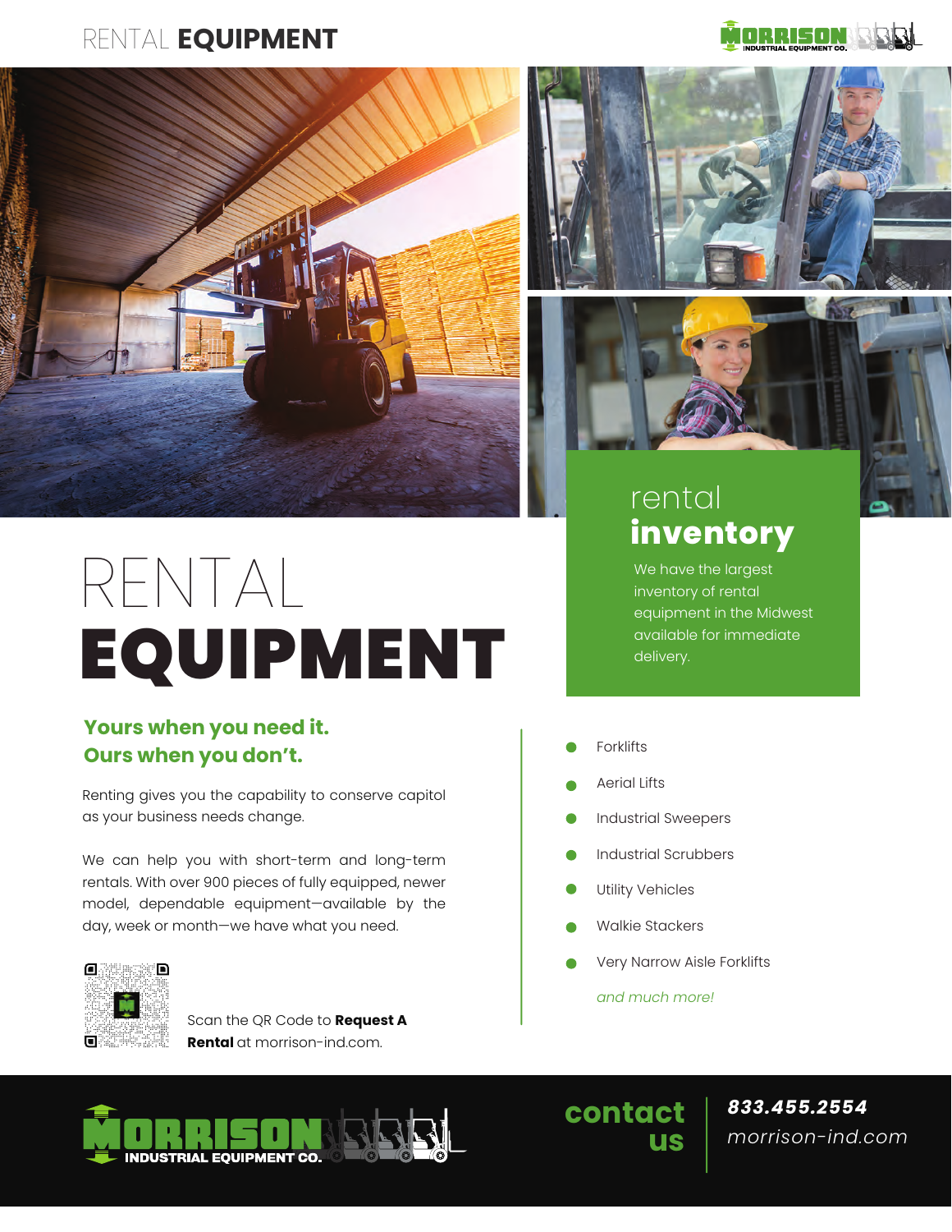# RENTAL EQUIPMENT

## rental inventory

We have the largest inventory of rental equipment in the Midwest available for immediate delivery.

### Yours when you need it. Ours when you don't.

Renting gives you the capability to conserve capitol as your business needs change.

We can help you with short-term and long-term rentals. With over 900 pieces of fully equipped, newer model, dependable equipment—available by the day, week or month—we have what you need.

Scan the QR Code to **Request A Rental** at morrison-ind.com.

- Forklifts
- Aerial Lifts
- Industrial Sweepers
- Industrial Scrubbers
- Utility Vehicles
- Walkie Stackers
- Very Narrow Aisle Forklifts

*and much more!*

MORRISON INDUSTRIAL EQUIPMENT CO.

**contact us**

***833.455.2554***

*morrison-ind.com*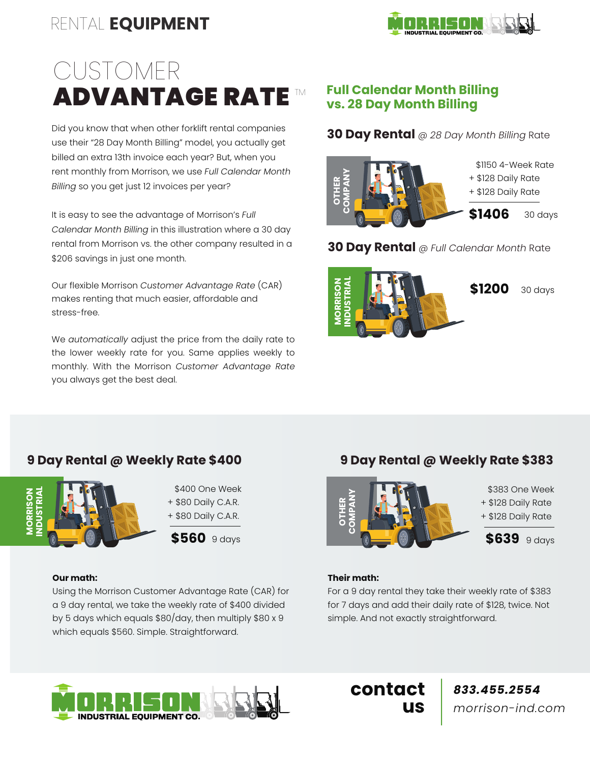RENTAL **EQUIPMENT**

# CUSTOMER **ADVANTAGE RATE**™

Did you know that when other forklift rental companies use their "28 Day Month Billing" model, you actually get billed an extra 13th invoice each year? But, when you rent monthly from Morrison, we use *Full Calendar Month Billing* so you get just 12 invoices per year?

It is easy to see the advantage of Morrison's *Full Calendar Month Billing* in this illustration where a 30 day rental from Morrison vs. the other company resulted in a $206 savings in just one month.

Our flexible Morrison *Customer Advantage Rate* (CAR) makes renting that much easier, affordable and stress-free.

We *automatically* adjust the price from the daily rate to the lower weekly rate for you. Same applies weekly to monthly. With the Morrison *Customer Advantage Rate* you always get the best deal.

## Full Calendar Month Billing vs. 28 Day Month Billing

### 30 Day Rental @ *28 Day Month Billing* Rate

**OTHER COMPANY**

$1150 4-Week Rate
+ $128 Daily Rate
+ $128 Daily Rate

**$1406** 30 days

### 30 Day Rental @ *Full Calendar Month* Rate

**MORRISON INDUSTRIAL**

**$1200** 30 days

## 9 Day Rental @ Weekly Rate $400

**MORRISON INDUSTRIAL**

$400 One Week
+ $80 Daily C.A.R.
+ $80 Daily C.A.R.

**$560** 9 days

**Our math:**

Using the Morrison Customer Advantage Rate (CAR) for a 9 day rental, we take the weekly rate of $400 divided by 5 days which equals $80/day, then multiply $80 x 9 which equals $560. Simple. Straightforward.

## 9 Day Rental @ Weekly Rate $383

**OTHER COMPANY**

$383 One Week
+ $128 Daily Rate
+ $128 Daily Rate

**$639** 9 days

**Their math:**

For a 9 day rental they take their weekly rate of $383 for 7 days and add their daily rate of $128, twice. Not simple. And not exactly straightforward.

MORRISON INDUSTRIAL EQUIPMENT CO.

**contact us**

***833.455.2554***

*morrison-ind.com*